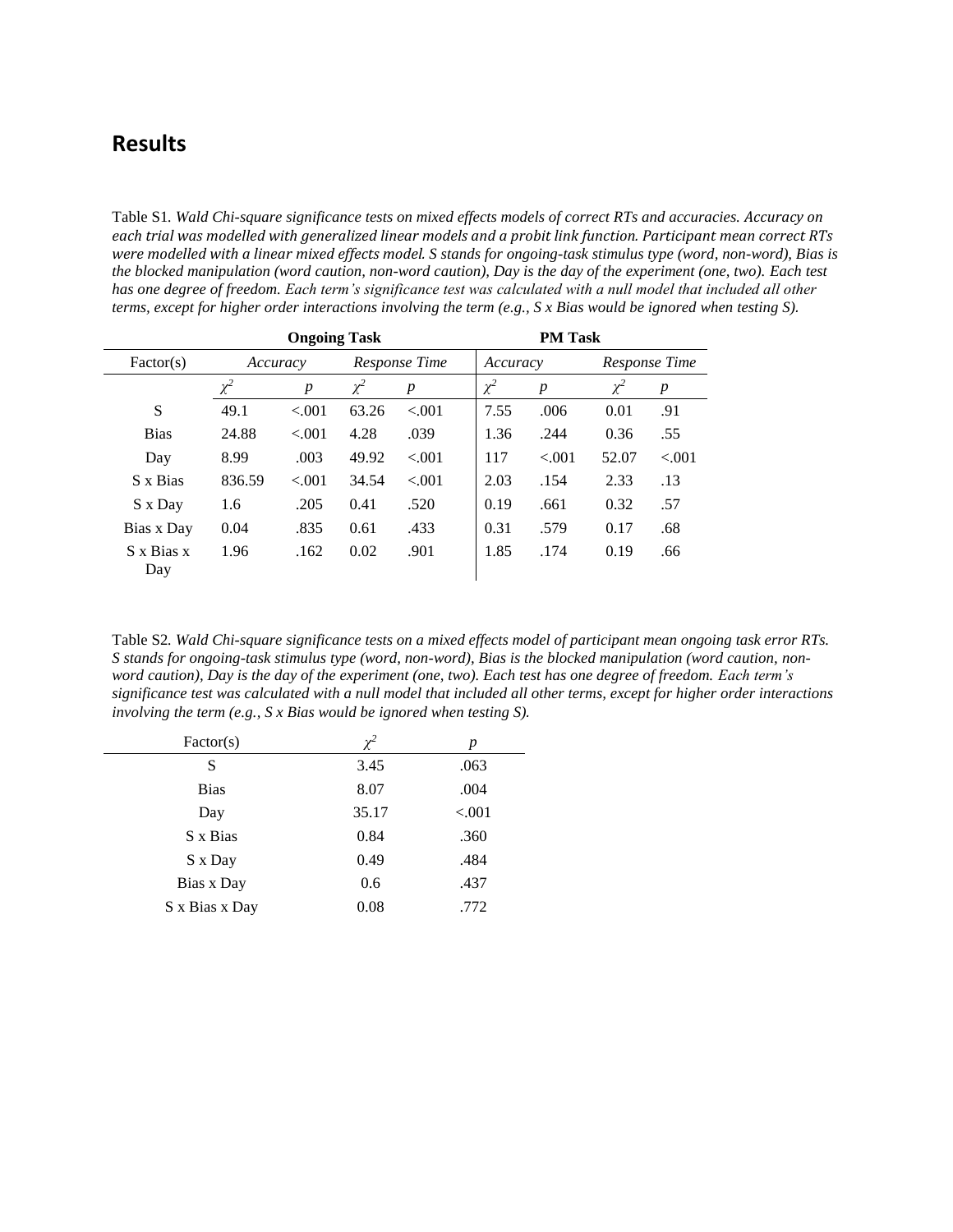## Results

Table S1. *Wald Chi-square significance tests on mixed effects models of correct RTs and accuracies. Accuracy on each trial was modelled with generalized linear models and a probit link function. Participant mean correct RTs were modelled with a linear mixed effects model. S stands for ongoing-task stimulus type (word, non-word), Bias is the blocked manipulation (word caution, non-word caution), Day is the day of the experiment (one, two). Each test has one degree of freedom. Each term's significance test was calculated with a null model that included all other terms, except for higher order interactions involving the term (e.g., S x Bias would be ignored when testing S).*

| | **Ongoing Task** | | | | **PM Task** | | | |
|---|---|---|---|---|---|---|---|---|
| Factor(s) | *Accuracy* | | *Response Time* | | *Accuracy* | | *Response Time* | |
| | $\chi^2$ | $p$ | $\chi^2$ | $p$ | $\chi^2$ | $p$ | $\chi^2$ | $p$ |
| S | 49.1 | <.001 | 63.26 | <.001 | 7.55 | .006 | 0.01 | .91 |
| Bias | 24.88 | <.001 | 4.28 | .039 | 1.36 | .244 | 0.36 | .55 |
| Day | 8.99 | .003 | 49.92 | <.001 | 117 | <.001 | 52.07 | <.001 |
| S x Bias | 836.59 | <.001 | 34.54 | <.001 | 2.03 | .154 | 2.33 | .13 |
| S x Day | 1.6 | .205 | 0.41 | .520 | 0.19 | .661 | 0.32 | .57 |
| Bias x Day | 0.04 | .835 | 0.61 | .433 | 0.31 | .579 | 0.17 | .68 |
| S x Bias x Day | 1.96 | .162 | 0.02 | .901 | 1.85 | .174 | 0.19 | .66 |

Table S2. *Wald Chi-square significance tests on a mixed effects model of participant mean ongoing task error RTs. S stands for ongoing-task stimulus type (word, non-word), Bias is the blocked manipulation (word caution, non-word caution), Day is the day of the experiment (one, two). Each test has one degree of freedom. Each term's significance test was calculated with a null model that included all other terms, except for higher order interactions involving the term (e.g., S x Bias would be ignored when testing S).*

| Factor(s) | $\chi^2$ | $p$ |
|---|---|---|
| S | 3.45 | .063 |
| Bias | 8.07 | .004 |
| Day | 35.17 | <.001 |
| S x Bias | 0.84 | .360 |
| S x Day | 0.49 | .484 |
| Bias x Day | 0.6 | .437 |
| S x Bias x Day | 0.08 | .772 |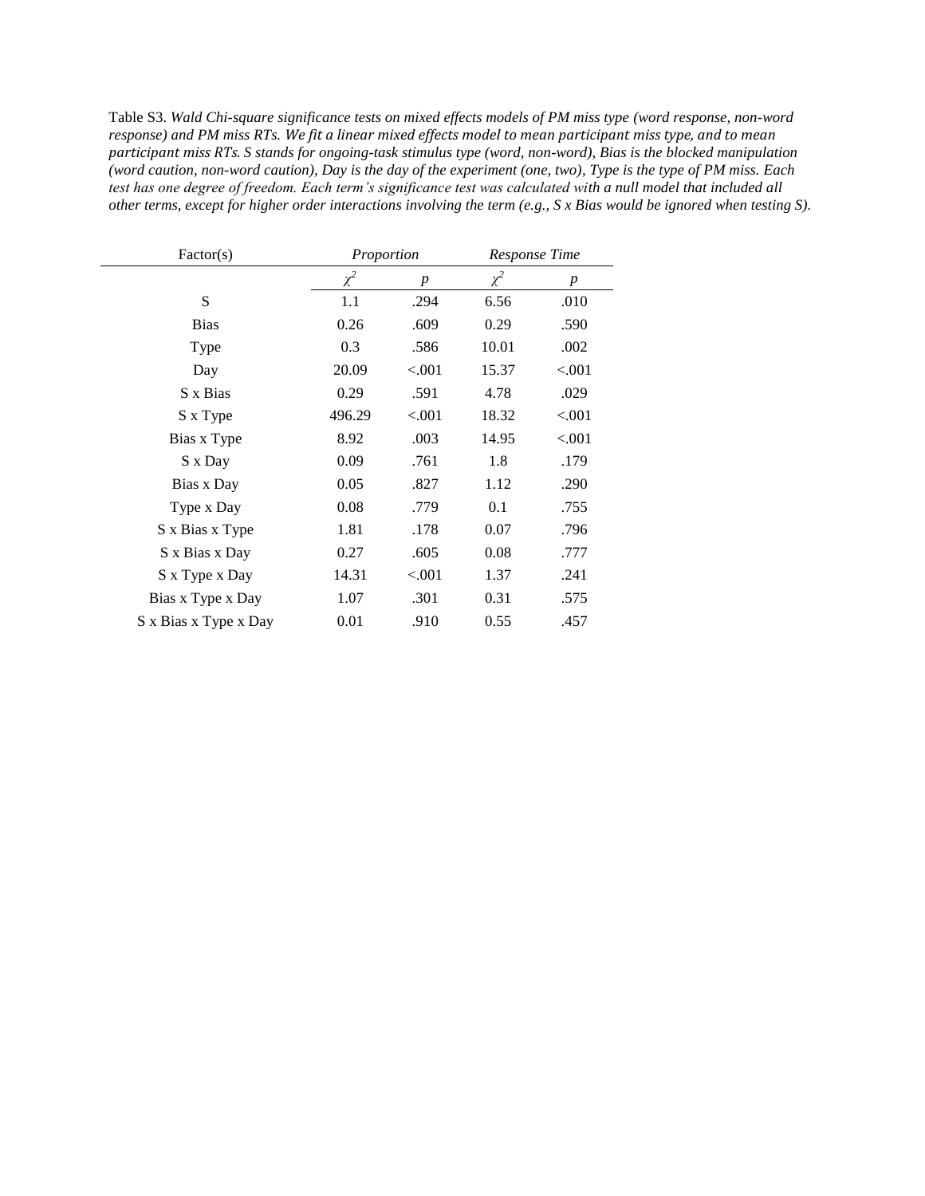Table S3. *Wald Chi-square significance tests on mixed effects models of PM miss type (word response, non-word response) and PM miss RTs. We fit a linear mixed effects model to mean participant miss type, and to mean participant miss RTs. S stands for ongoing-task stimulus type (word, non-word), Bias is the blocked manipulation (word caution, non-word caution), Day is the day of the experiment (one, two), Type is the type of PM miss. Each test has one degree of freedom. Each term's significance test was calculated with a null model that included all other terms, except for higher order interactions involving the term (e.g., S x Bias would be ignored when testing S).*

| Factor(s) | *Proportion* | | *Response Time* | |
|---|---|---|---|---|
| | $\chi^2$ | $p$ | $\chi^2$ | $p$ |
| S | 1.1 | .294 | 6.56 | .010 |
| Bias | 0.26 | .609 | 0.29 | .590 |
| Type | 0.3 | .586 | 10.01 | .002 |
| Day | 20.09 | <.001 | 15.37 | <.001 |
| S x Bias | 0.29 | .591 | 4.78 | .029 |
| S x Type | 496.29 | <.001 | 18.32 | <.001 |
| Bias x Type | 8.92 | .003 | 14.95 | <.001 |
| S x Day | 0.09 | .761 | 1.8 | .179 |
| Bias x Day | 0.05 | .827 | 1.12 | .290 |
| Type x Day | 0.08 | .779 | 0.1 | .755 |
| S x Bias x Type | 1.81 | .178 | 0.07 | .796 |
| S x Bias x Day | 0.27 | .605 | 0.08 | .777 |
| S x Type x Day | 14.31 | <.001 | 1.37 | .241 |
| Bias x Type x Day | 1.07 | .301 | 0.31 | .575 |
| S x Bias x Type x Day | 0.01 | .910 | 0.55 | .457 |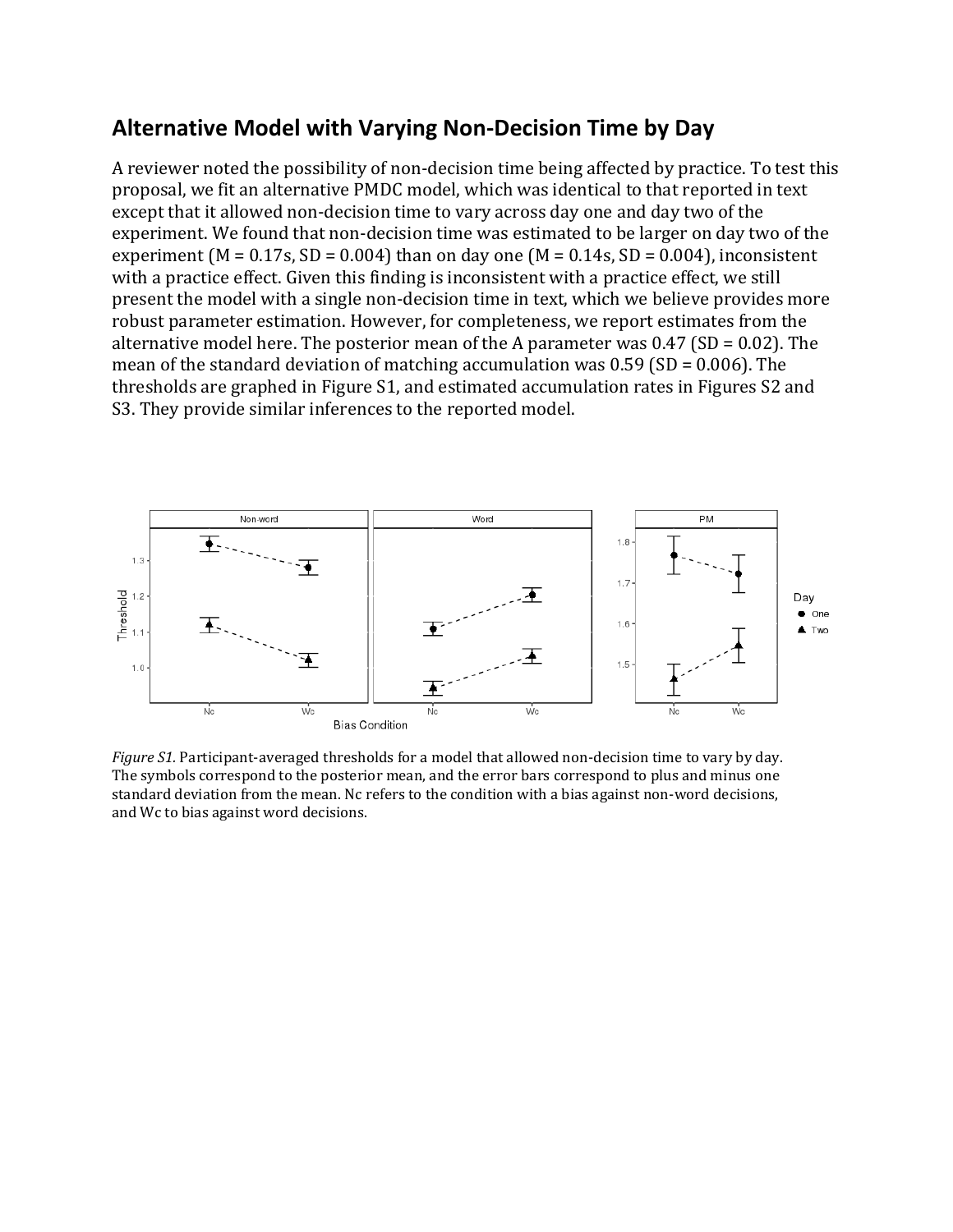## Alternative Model with Varying Non-Decision Time by Day

A reviewer noted the possibility of non-decision time being affected by practice. To test this proposal, we fit an alternative PMDC model, which was identical to that reported in text except that it allowed non-decision time to vary across day one and day two of the experiment. We found that non-decision time was estimated to be larger on day two of the experiment (M = 0.17s, SD = 0.004) than on day one (M = 0.14s, SD = 0.004), inconsistent with a practice effect. Given this finding is inconsistent with a practice effect, we still present the model with a single non-decision time in text, which we believe provides more robust parameter estimation. However, for completeness, we report estimates from the alternative model here. The posterior mean of the A parameter was 0.47 (SD = 0.02). The mean of the standard deviation of matching accumulation was 0.59 (SD = 0.006). The thresholds are graphed in Figure S1, and estimated accumulation rates in Figures S2 and S3. They provide similar inferences to the reported model.

*Figure S1.* Participant-averaged thresholds for a model that allowed non-decision time to vary by day. The symbols correspond to the posterior mean, and the error bars correspond to plus and minus one standard deviation from the mean. Nc refers to the condition with a bias against non-word decisions, and Wc to bias against word decisions.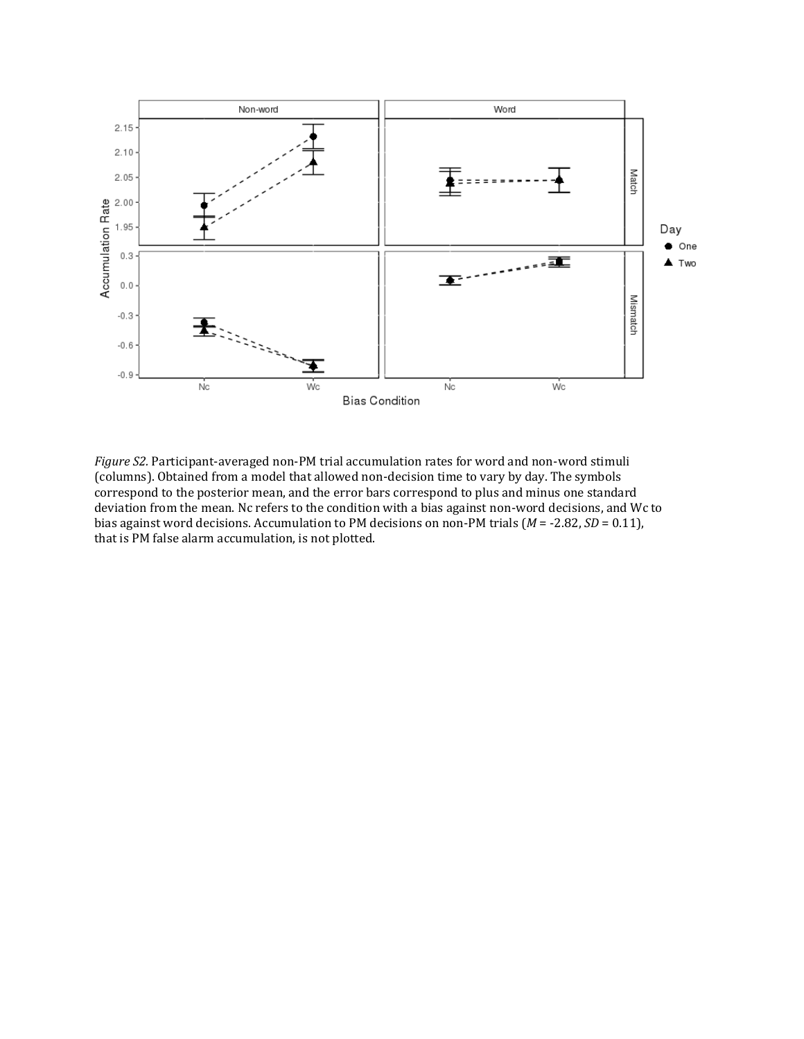*Figure S2.* Participant-averaged non-PM trial accumulation rates for word and non-word stimuli (columns). Obtained from a model that allowed non-decision time to vary by day. The symbols correspond to the posterior mean, and the error bars correspond to plus and minus one standard deviation from the mean. Nc refers to the condition with a bias against non-word decisions, and Wc to bias against word decisions. Accumulation to PM decisions on non-PM trials ($M$ = -2.82, $SD$ = 0.11), that is PM false alarm accumulation, is not plotted.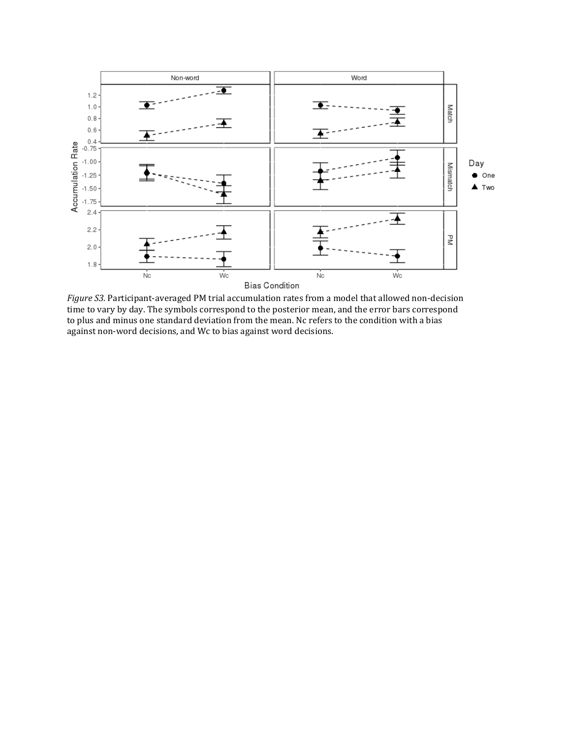*Figure S3.* Participant-averaged PM trial accumulation rates from a model that allowed non-decision time to vary by day. The symbols correspond to the posterior mean, and the error bars correspond to plus and minus one standard deviation from the mean. Nc refers to the condition with a bias against non-word decisions, and Wc to bias against word decisions.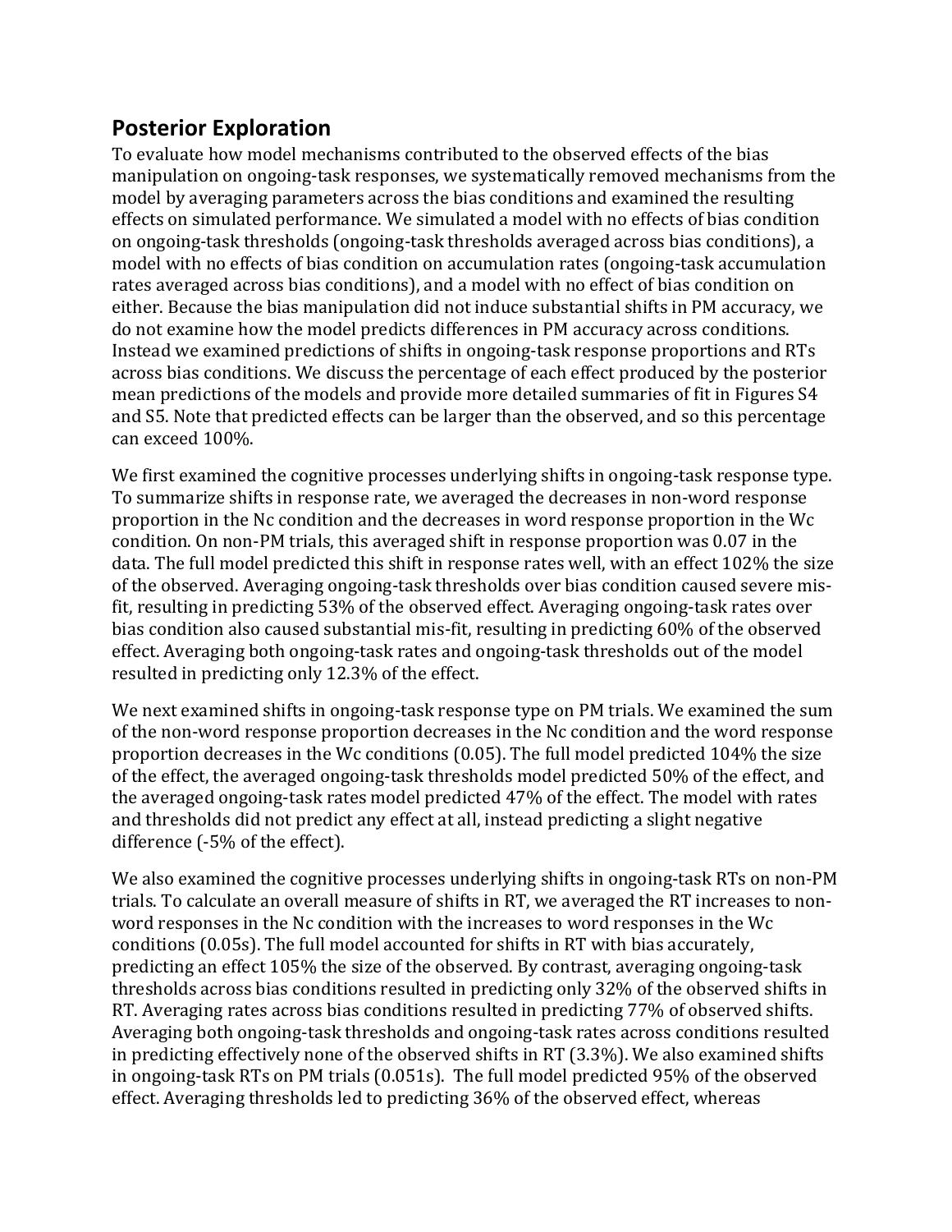## Posterior Exploration

To evaluate how model mechanisms contributed to the observed effects of the bias manipulation on ongoing-task responses, we systematically removed mechanisms from the model by averaging parameters across the bias conditions and examined the resulting effects on simulated performance. We simulated a model with no effects of bias condition on ongoing-task thresholds (ongoing-task thresholds averaged across bias conditions), a model with no effects of bias condition on accumulation rates (ongoing-task accumulation rates averaged across bias conditions), and a model with no effect of bias condition on either. Because the bias manipulation did not induce substantial shifts in PM accuracy, we do not examine how the model predicts differences in PM accuracy across conditions. Instead we examined predictions of shifts in ongoing-task response proportions and RTs across bias conditions. We discuss the percentage of each effect produced by the posterior mean predictions of the models and provide more detailed summaries of fit in Figures S4 and S5. Note that predicted effects can be larger than the observed, and so this percentage can exceed 100%.

We first examined the cognitive processes underlying shifts in ongoing-task response type. To summarize shifts in response rate, we averaged the decreases in non-word response proportion in the Nc condition and the decreases in word response proportion in the Wc condition. On non-PM trials, this averaged shift in response proportion was 0.07 in the data. The full model predicted this shift in response rates well, with an effect 102% the size of the observed. Averaging ongoing-task thresholds over bias condition caused severe mis-fit, resulting in predicting 53% of the observed effect. Averaging ongoing-task rates over bias condition also caused substantial mis-fit, resulting in predicting 60% of the observed effect. Averaging both ongoing-task rates and ongoing-task thresholds out of the model resulted in predicting only 12.3% of the effect.

We next examined shifts in ongoing-task response type on PM trials. We examined the sum of the non-word response proportion decreases in the Nc condition and the word response proportion decreases in the Wc conditions (0.05). The full model predicted 104% the size of the effect, the averaged ongoing-task thresholds model predicted 50% of the effect, and the averaged ongoing-task rates model predicted 47% of the effect. The model with rates and thresholds did not predict any effect at all, instead predicting a slight negative difference (-5% of the effect).

We also examined the cognitive processes underlying shifts in ongoing-task RTs on non-PM trials. To calculate an overall measure of shifts in RT, we averaged the RT increases to non-word responses in the Nc condition with the increases to word responses in the Wc conditions (0.05s). The full model accounted for shifts in RT with bias accurately, predicting an effect 105% the size of the observed. By contrast, averaging ongoing-task thresholds across bias conditions resulted in predicting only 32% of the observed shifts in RT. Averaging rates across bias conditions resulted in predicting 77% of observed shifts. Averaging both ongoing-task thresholds and ongoing-task rates across conditions resulted in predicting effectively none of the observed shifts in RT (3.3%). We also examined shifts in ongoing-task RTs on PM trials (0.051s). The full model predicted 95% of the observed effect. Averaging thresholds led to predicting 36% of the observed effect, whereas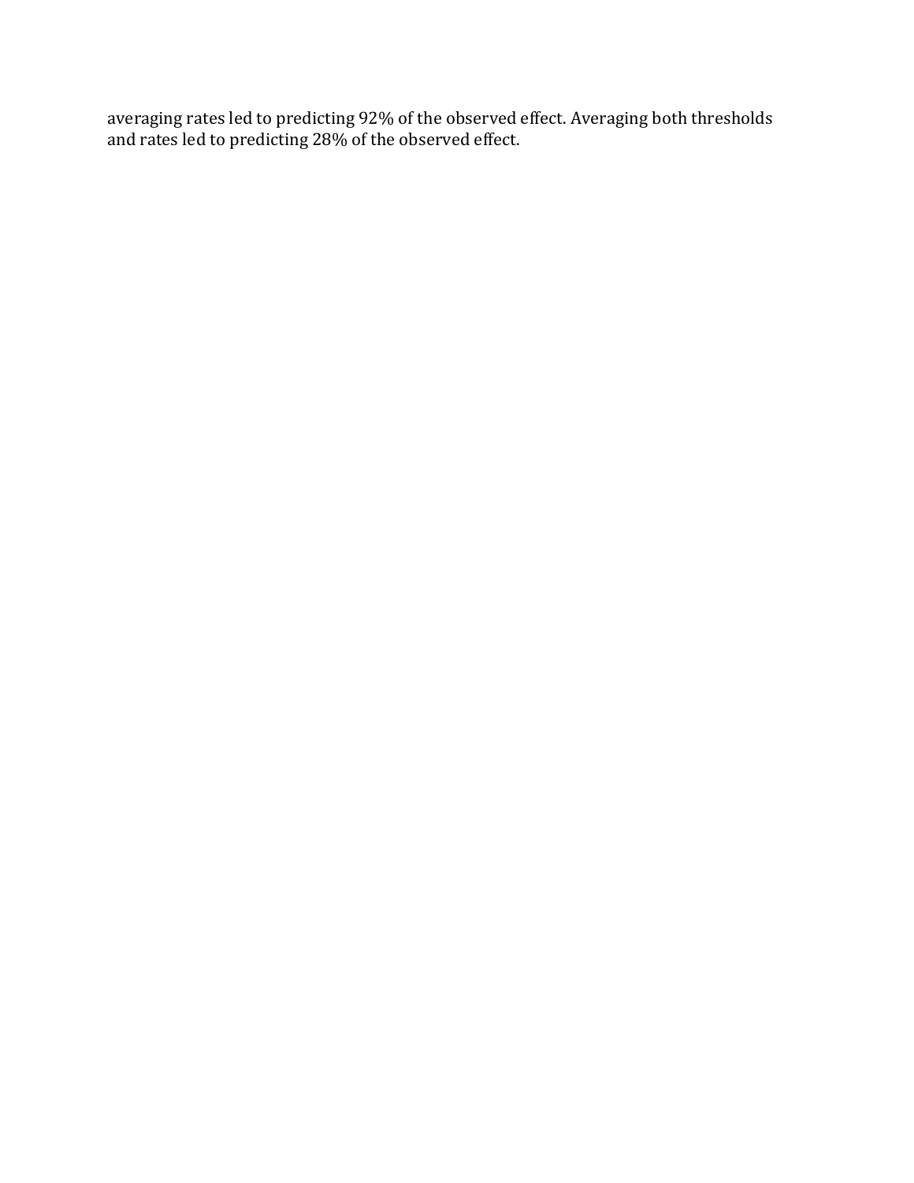averaging rates led to predicting 92% of the observed effect. Averaging both thresholds and rates led to predicting 28% of the observed effect.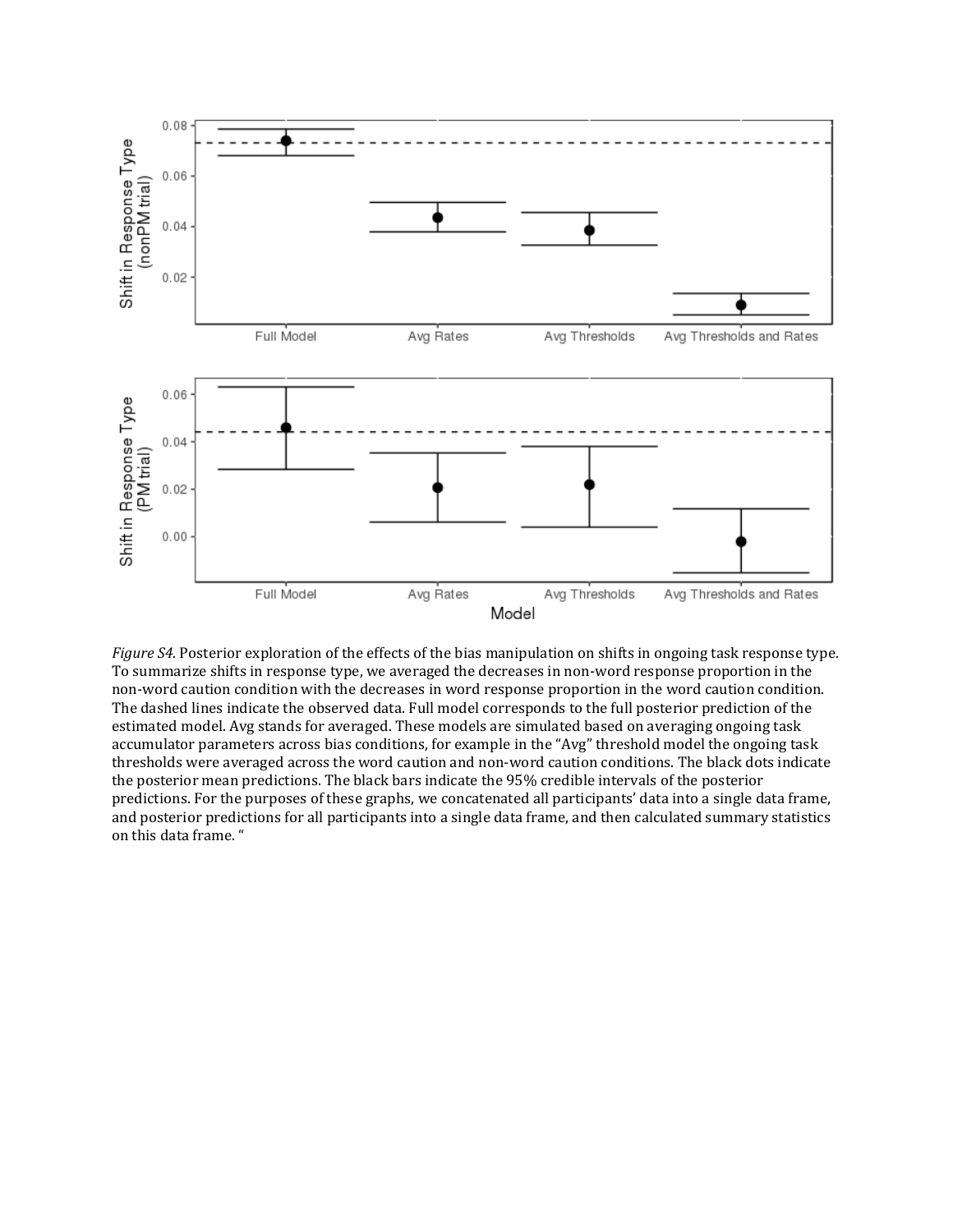*Figure S4.* Posterior exploration of the effects of the bias manipulation on shifts in ongoing task response type. To summarize shifts in response type, we averaged the decreases in non-word response proportion in the non-word caution condition with the decreases in word response proportion in the word caution condition. The dashed lines indicate the observed data. Full model corresponds to the full posterior prediction of the estimated model. Avg stands for averaged. These models are simulated based on averaging ongoing task accumulator parameters across bias conditions, for example in the "Avg" threshold model the ongoing task thresholds were averaged across the word caution and non-word caution conditions. The black dots indicate the posterior mean predictions. The black bars indicate the 95% credible intervals of the posterior predictions. For the purposes of these graphs, we concatenated all participants' data into a single data frame, and posterior predictions for all participants into a single data frame, and then calculated summary statistics on this data frame. "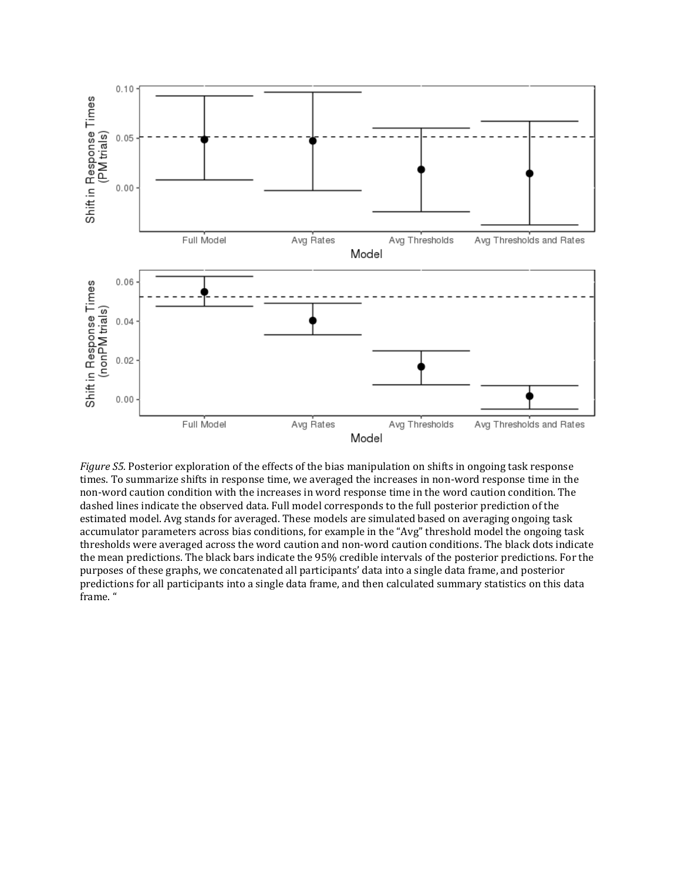*Figure S5.* Posterior exploration of the effects of the bias manipulation on shifts in ongoing task response times. To summarize shifts in response time, we averaged the increases in non-word response time in the non-word caution condition with the increases in word response time in the word caution condition. The dashed lines indicate the observed data. Full model corresponds to the full posterior prediction of the estimated model. Avg stands for averaged. These models are simulated based on averaging ongoing task accumulator parameters across bias conditions, for example in the "Avg" threshold model the ongoing task thresholds were averaged across the word caution and non-word caution conditions. The black dots indicate the mean predictions. The black bars indicate the 95% credible intervals of the posterior predictions. For the purposes of these graphs, we concatenated all participants' data into a single data frame, and posterior predictions for all participants into a single data frame, and then calculated summary statistics on this data frame. "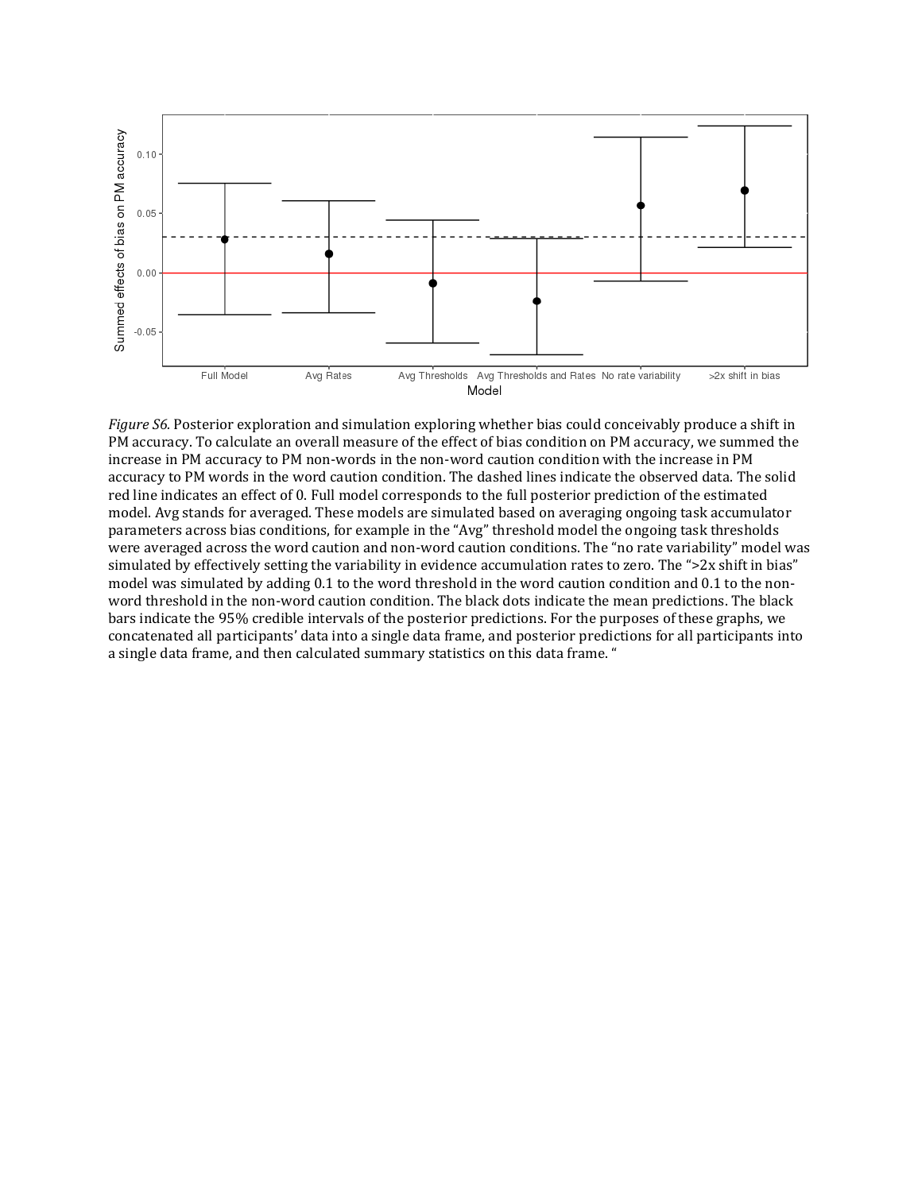Summed effects of bias on PM accuracy

0.10

0.05

0.00

-0.05

Full Model

Avg Rates

Avg Thresholds

Avg Thresholds and Rates

No rate variability

>2x shift in bias

Model

*Figure S6.* Posterior exploration and simulation exploring whether bias could conceivably produce a shift in PM accuracy. To calculate an overall measure of the effect of bias condition on PM accuracy, we summed the increase in PM accuracy to PM non-words in the non-word caution condition with the increase in PM accuracy to PM words in the word caution condition. The dashed lines indicate the observed data. The solid red line indicates an effect of 0. Full model corresponds to the full posterior prediction of the estimated model. Avg stands for averaged. These models are simulated based on averaging ongoing task accumulator parameters across bias conditions, for example in the "Avg" threshold model the ongoing task thresholds were averaged across the word caution and non-word caution conditions. The "no rate variability" model was simulated by effectively setting the variability in evidence accumulation rates to zero. The ">2x shift in bias" model was simulated by adding 0.1 to the word threshold in the word caution condition and 0.1 to the non-word threshold in the non-word caution condition. The black dots indicate the mean predictions. The black bars indicate the 95% credible intervals of the posterior predictions. For the purposes of these graphs, we concatenated all participants' data into a single data frame, and posterior predictions for all participants into a single data frame, and then calculated summary statistics on this data frame. "